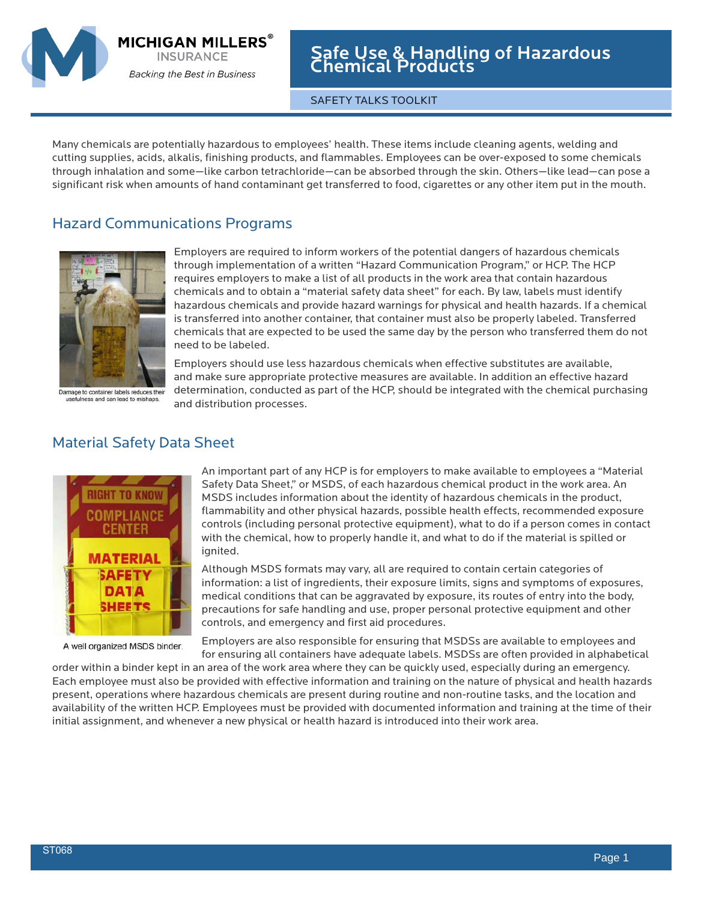MICHIGAN MILLERS® INSURANCE
*Backing the Best in Business*

# Safe Use & Handling of Hazardous Chemical Products

SAFETY TALKS TOOLKIT

Many chemicals are potentially hazardous to employees' health. These items include cleaning agents, welding and cutting supplies, acids, alkalis, finishing products, and flammables. Employees can be over-exposed to some chemicals through inhalation and some—like carbon tetrachloride—can be absorbed through the skin. Others—like lead—can pose a significant risk when amounts of hand contaminant get transferred to food, cigarettes or any other item put in the mouth.

## Hazard Communications Programs

Damage to container labels reduces their usefulness and can lead to mishaps.

Employers are required to inform workers of the potential dangers of hazardous chemicals through implementation of a written "Hazard Communication Program," or HCP. The HCP requires employers to make a list of all products in the work area that contain hazardous chemicals and to obtain a "material safety data sheet" for each. By law, labels must identify hazardous chemicals and provide hazard warnings for physical and health hazards. If a chemical is transferred into another container, that container must also be properly labeled. Transferred chemicals that are expected to be used the same day by the person who transferred them do not need to be labeled.

Employers should use less hazardous chemicals when effective substitutes are available, and make sure appropriate protective measures are available. In addition an effective hazard determination, conducted as part of the HCP, should be integrated with the chemical purchasing and distribution processes.

## Material Safety Data Sheet

A well organized MSDS binder.

An important part of any HCP is for employers to make available to employees a "Material Safety Data Sheet," or MSDS, of each hazardous chemical product in the work area. An MSDS includes information about the identity of hazardous chemicals in the product, flammability and other physical hazards, possible health effects, recommended exposure controls (including personal protective equipment), what to do if a person comes in contact with the chemical, how to properly handle it, and what to do if the material is spilled or ignited.

Although MSDS formats may vary, all are required to contain certain categories of information: a list of ingredients, their exposure limits, signs and symptoms of exposures, medical conditions that can be aggravated by exposure, its routes of entry into the body, precautions for safe handling and use, proper personal protective equipment and other controls, and emergency and first aid procedures.

Employers are also responsible for ensuring that MSDSs are available to employees and for ensuring all containers have adequate labels. MSDSs are often provided in alphabetical order within a binder kept in an area of the work area where they can be quickly used, especially during an emergency. Each employee must also be provided with effective information and training on the nature of physical and health hazards present, operations where hazardous chemicals are present during routine and non-routine tasks, and the location and availability of the written HCP. Employees must be provided with documented information and training at the time of their initial assignment, and whenever a new physical or health hazard is introduced into their work area.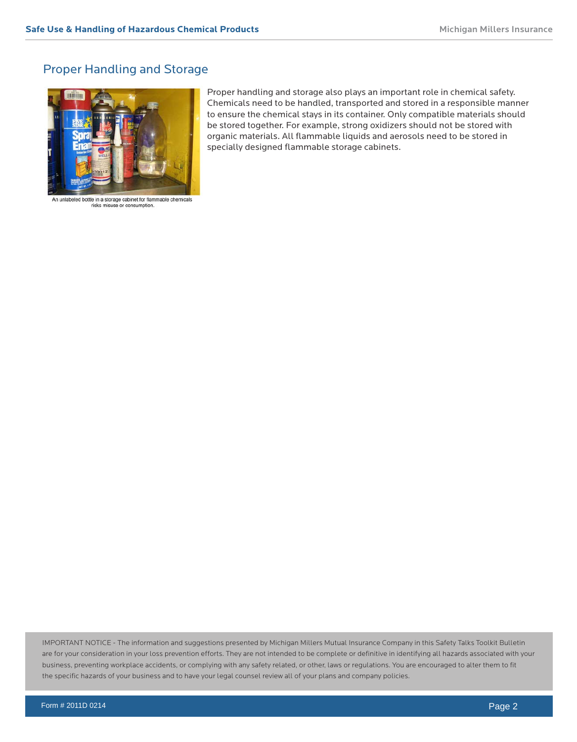## Proper Handling and Storage

An unlabeled bottle in a storage cabinet for flammable chemicals risks misuse or consumption.

Proper handling and storage also plays an important role in chemical safety. Chemicals need to be handled, transported and stored in a responsible manner to ensure the chemical stays in its container. Only compatible materials should be stored together. For example, strong oxidizers should not be stored with organic materials. All flammable liquids and aerosols need to be stored in specially designed flammable storage cabinets.

IMPORTANT NOTICE - The information and suggestions presented by Michigan Millers Mutual Insurance Company in this Safety Talks Toolkit Bulletin are for your consideration in your loss prevention efforts. They are not intended to be complete or definitive in identifying all hazards associated with your business, preventing workplace accidents, or complying with any safety related, or other, laws or regulations. You are encouraged to alter them to fit the specific hazards of your business and to have your legal counsel review all of your plans and company policies.

Form # 2011D 0214